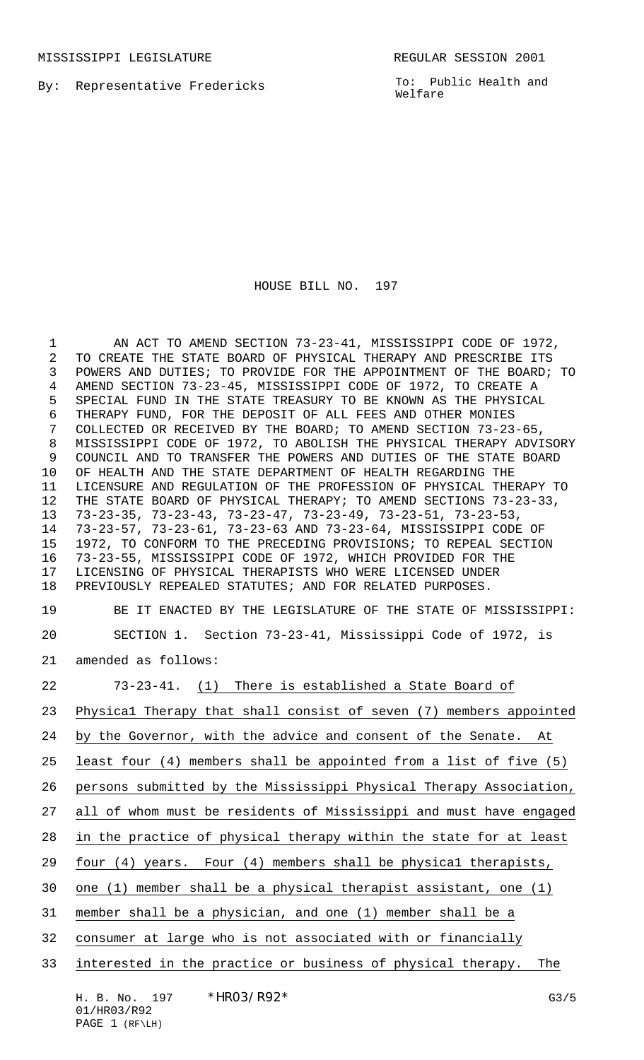MISSISSIPPI LEGISLATURE REGULAR SESSION 2001

By: Representative Fredericks

To: Public Health and Welfare

# HOUSE BILL NO. 197

AN ACT TO AMEND SECTION 73-23-41, MISSISSIPPI CODE OF 1972, TO CREATE THE STATE BOARD OF PHYSICAL THERAPY AND PRESCRIBE ITS POWERS AND DUTIES; TO PROVIDE FOR THE APPOINTMENT OF THE BOARD; TO AMEND SECTION 73-23-45, MISSISSIPPI CODE OF 1972, TO CREATE A SPECIAL FUND IN THE STATE TREASURY TO BE KNOWN AS THE PHYSICAL THERAPY FUND, FOR THE DEPOSIT OF ALL FEES AND OTHER MONIES COLLECTED OR RECEIVED BY THE BOARD; TO AMEND SECTION 73-23-65, MISSISSIPPI CODE OF 1972, TO ABOLISH THE PHYSICAL THERAPY ADVISORY COUNCIL AND TO TRANSFER THE POWERS AND DUTIES OF THE STATE BOARD OF HEALTH AND THE STATE DEPARTMENT OF HEALTH REGARDING THE LICENSURE AND REGULATION OF THE PROFESSION OF PHYSICAL THERAPY TO THE STATE BOARD OF PHYSICAL THERAPY; TO AMEND SECTIONS 73-23-33, 73-23-35, 73-23-43, 73-23-47, 73-23-49, 73-23-51, 73-23-53, 73-23-57, 73-23-61, 73-23-63 AND 73-23-64, MISSISSIPPI CODE OF 1972, TO CONFORM TO THE PRECEDING PROVISIONS; TO REPEAL SECTION 73-23-55, MISSISSIPPI CODE OF 1972, WHICH PROVIDED FOR THE LICENSING OF PHYSICAL THERAPISTS WHO WERE LICENSED UNDER PREVIOUSLY REPEALED STATUTES; AND FOR RELATED PURPOSES.

BE IT ENACTED BY THE LEGISLATURE OF THE STATE OF MISSISSIPPI:

SECTION 1. Section 73-23-41, Mississippi Code of 1972, is amended as follows:

73-23-41. (1) There is established a State Board of Physical Therapy that shall consist of seven (7) members appointed by the Governor, with the advice and consent of the Senate. At least four (4) members shall be appointed from a list of five (5) persons submitted by the Mississippi Physical Therapy Association, all of whom must be residents of Mississippi and must have engaged in the practice of physical therapy within the state for at least four (4) years. Four (4) members shall be physical therapists, one (1) member shall be a physical therapist assistant, one (1) member shall be a physician, and one (1) member shall be a consumer at large who is not associated with or financially interested in the practice or business of physical therapy. The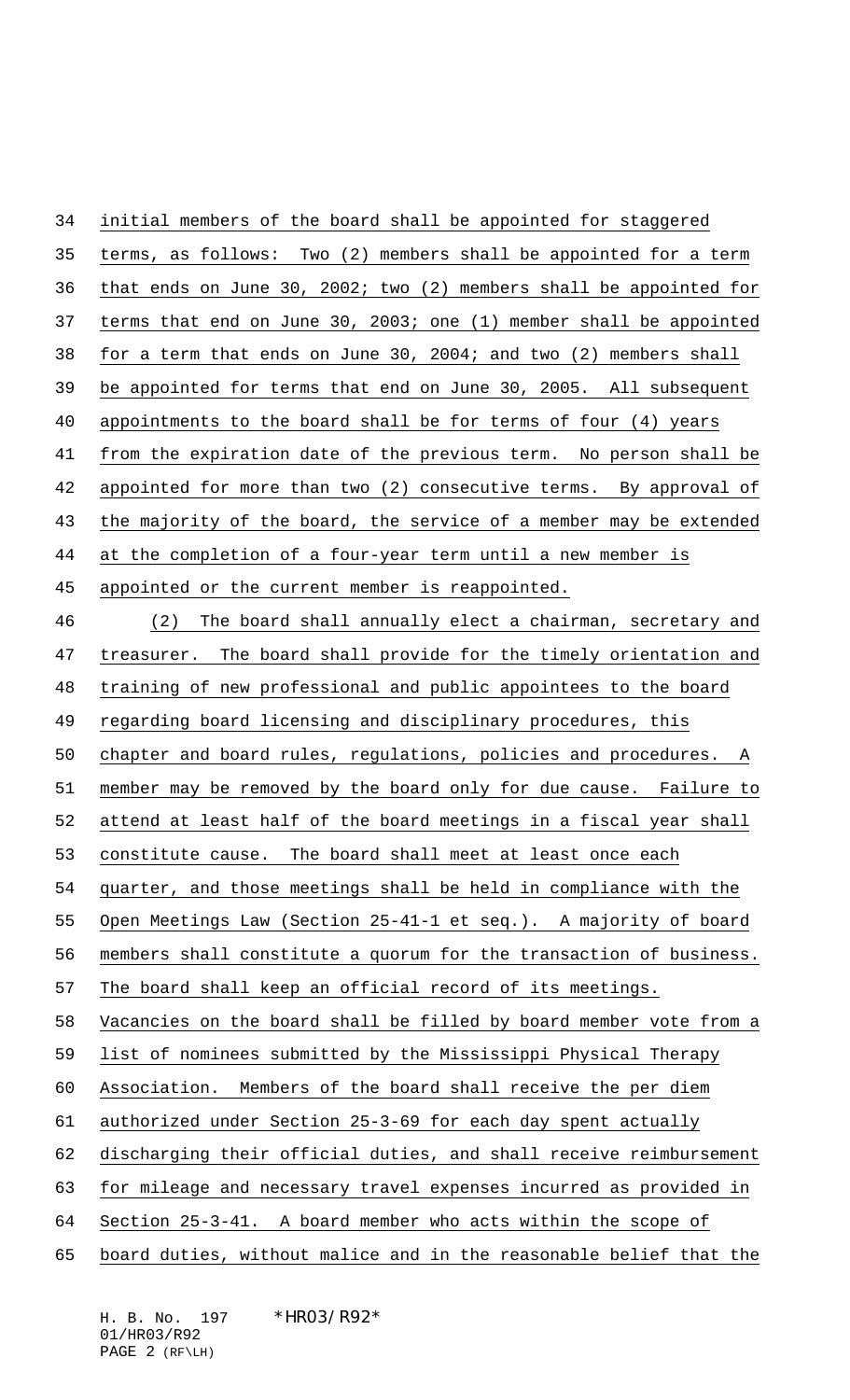initial members of the board shall be appointed for staggered terms, as follows: Two (2) members shall be appointed for a term that ends on June 30, 2002; two (2) members shall be appointed for terms that end on June 30, 2003; one (1) member shall be appointed for a term that ends on June 30, 2004; and two (2) members shall be appointed for terms that end on June 30, 2005. All subsequent appointments to the board shall be for terms of four (4) years from the expiration date of the previous term. No person shall be appointed for more than two (2) consecutive terms. By approval of the majority of the board, the service of a member may be extended at the completion of a four-year term until a new member is appointed or the current member is reappointed.

(2) The board shall annually elect a chairman, secretary and treasurer. The board shall provide for the timely orientation and training of new professional and public appointees to the board regarding board licensing and disciplinary procedures, this chapter and board rules, regulations, policies and procedures. A member may be removed by the board only for due cause. Failure to attend at least half of the board meetings in a fiscal year shall constitute cause. The board shall meet at least once each quarter, and those meetings shall be held in compliance with the Open Meetings Law (Section 25-41-1 et seq.). A majority of board members shall constitute a quorum for the transaction of business. The board shall keep an official record of its meetings. Vacancies on the board shall be filled by board member vote from a list of nominees submitted by the Mississippi Physical Therapy Association. Members of the board shall receive the per diem authorized under Section 25-3-69 for each day spent actually discharging their official duties, and shall receive reimbursement for mileage and necessary travel expenses incurred as provided in Section 25-3-41. A board member who acts within the scope of board duties, without malice and in the reasonable belief that the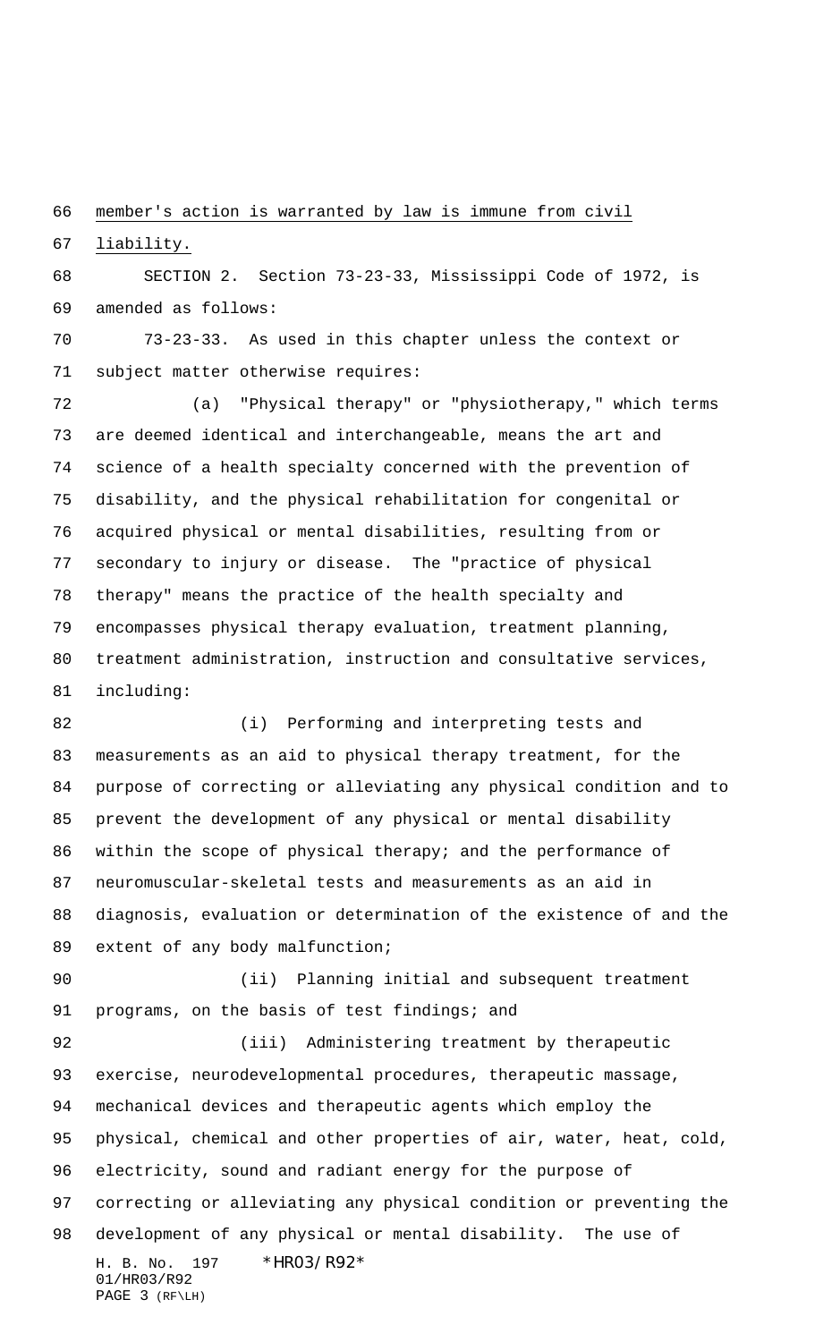member's action is warranted by law is immune from civil liability.

SECTION 2. Section 73-23-33, Mississippi Code of 1972, is amended as follows:

73-23-33. As used in this chapter unless the context or subject matter otherwise requires:

(a) "Physical therapy" or "physiotherapy," which terms are deemed identical and interchangeable, means the art and science of a health specialty concerned with the prevention of disability, and the physical rehabilitation for congenital or acquired physical or mental disabilities, resulting from or secondary to injury or disease. The "practice of physical therapy" means the practice of the health specialty and encompasses physical therapy evaluation, treatment planning, treatment administration, instruction and consultative services, including:

(i) Performing and interpreting tests and measurements as an aid to physical therapy treatment, for the purpose of correcting or alleviating any physical condition and to prevent the development of any physical or mental disability within the scope of physical therapy; and the performance of neuromuscular-skeletal tests and measurements as an aid in diagnosis, evaluation or determination of the existence of and the extent of any body malfunction;

(ii) Planning initial and subsequent treatment programs, on the basis of test findings; and

(iii) Administering treatment by therapeutic exercise, neurodevelopmental procedures, therapeutic massage, mechanical devices and therapeutic agents which employ the physical, chemical and other properties of air, water, heat, cold, electricity, sound and radiant energy for the purpose of correcting or alleviating any physical condition or preventing the development of any physical or mental disability. The use of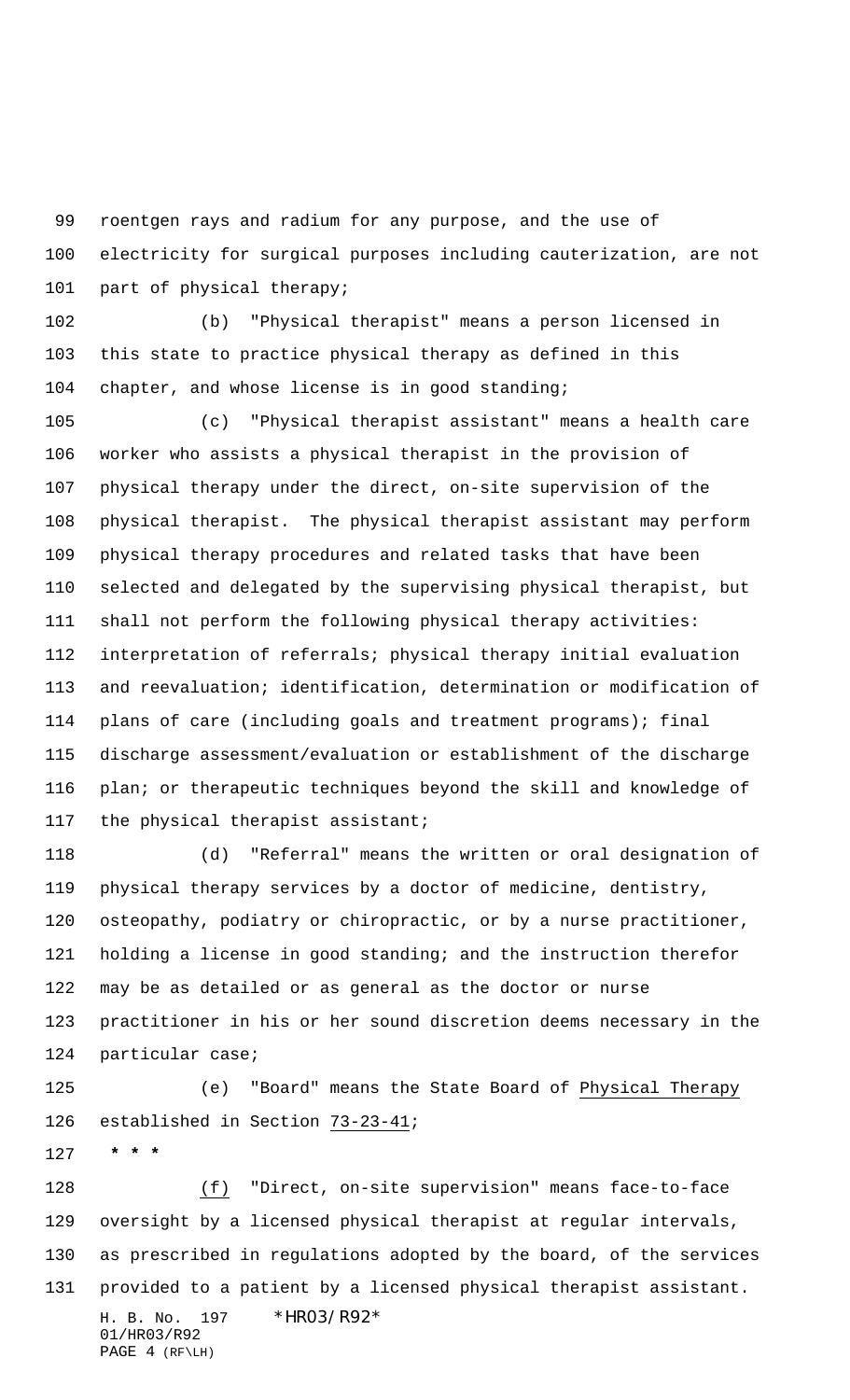roentgen rays and radium for any purpose, and the use of electricity for surgical purposes including cauterization, are not part of physical therapy;

(b) "Physical therapist" means a person licensed in this state to practice physical therapy as defined in this chapter, and whose license is in good standing;

(c) "Physical therapist assistant" means a health care worker who assists a physical therapist in the provision of physical therapy under the direct, on-site supervision of the physical therapist. The physical therapist assistant may perform physical therapy procedures and related tasks that have been selected and delegated by the supervising physical therapist, but shall not perform the following physical therapy activities: interpretation of referrals; physical therapy initial evaluation and reevaluation; identification, determination or modification of plans of care (including goals and treatment programs); final discharge assessment/evaluation or establishment of the discharge plan; or therapeutic techniques beyond the skill and knowledge of the physical therapist assistant;

(d) "Referral" means the written or oral designation of physical therapy services by a doctor of medicine, dentistry, osteopathy, podiatry or chiropractic, or by a nurse practitioner, holding a license in good standing; and the instruction therefor may be as detailed or as general as the doctor or nurse practitioner in his or her sound discretion deems necessary in the particular case;

(e) "Board" means the State Board of Physical Therapy established in Section 73-23-41;

* * *

(f) "Direct, on-site supervision" means face-to-face oversight by a licensed physical therapist at regular intervals, as prescribed in regulations adopted by the board, of the services provided to a patient by a licensed physical therapist assistant.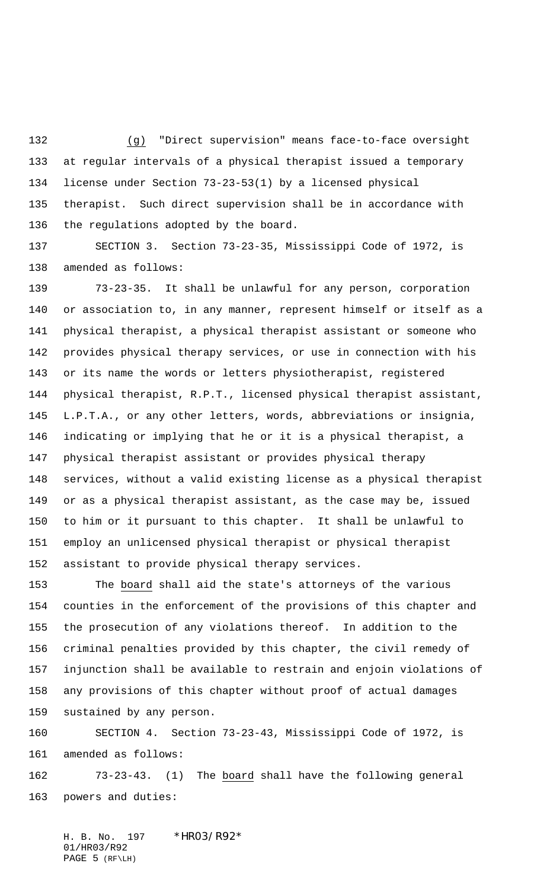(g) "Direct supervision" means face-to-face oversight at regular intervals of a physical therapist issued a temporary license under Section 73-23-53(1) by a licensed physical therapist. Such direct supervision shall be in accordance with the regulations adopted by the board.

SECTION 3. Section 73-23-35, Mississippi Code of 1972, is amended as follows:

73-23-35. It shall be unlawful for any person, corporation or association to, in any manner, represent himself or itself as a physical therapist, a physical therapist assistant or someone who provides physical therapy services, or use in connection with his or its name the words or letters physiotherapist, registered physical therapist, R.P.T., licensed physical therapist assistant, L.P.T.A., or any other letters, words, abbreviations or insignia, indicating or implying that he or it is a physical therapist, a physical therapist assistant or provides physical therapy services, without a valid existing license as a physical therapist or as a physical therapist assistant, as the case may be, issued to him or it pursuant to this chapter. It shall be unlawful to employ an unlicensed physical therapist or physical therapist assistant to provide physical therapy services.

The board shall aid the state's attorneys of the various counties in the enforcement of the provisions of this chapter and the prosecution of any violations thereof. In addition to the criminal penalties provided by this chapter, the civil remedy of injunction shall be available to restrain and enjoin violations of any provisions of this chapter without proof of actual damages sustained by any person.

SECTION 4. Section 73-23-43, Mississippi Code of 1972, is amended as follows:

73-23-43. (1) The board shall have the following general powers and duties: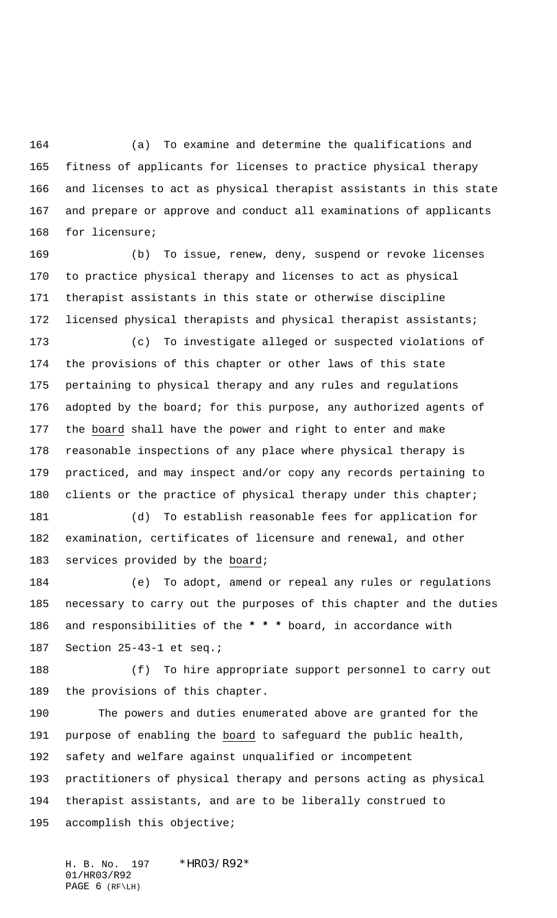(a) To examine and determine the qualifications and fitness of applicants for licenses to practice physical therapy and licenses to act as physical therapist assistants in this state and prepare or approve and conduct all examinations of applicants for licensure;

(b) To issue, renew, deny, suspend or revoke licenses to practice physical therapy and licenses to act as physical therapist assistants in this state or otherwise discipline licensed physical therapists and physical therapist assistants;

(c) To investigate alleged or suspected violations of the provisions of this chapter or other laws of this state pertaining to physical therapy and any rules and regulations adopted by the board; for this purpose, any authorized agents of the <u>board</u> shall have the power and right to enter and make reasonable inspections of any place where physical therapy is practiced, and may inspect and/or copy any records pertaining to clients or the practice of physical therapy under this chapter;

(d) To establish reasonable fees for application for examination, certificates of licensure and renewal, and other services provided by the <u>board</u>;

(e) To adopt, amend or repeal any rules or regulations necessary to carry out the purposes of this chapter and the duties and responsibilities of the **\* \* \*** board, in accordance with Section 25-43-1 et seq.;

(f) To hire appropriate support personnel to carry out the provisions of this chapter.

The powers and duties enumerated above are granted for the purpose of enabling the <u>board</u> to safeguard the public health, safety and welfare against unqualified or incompetent practitioners of physical therapy and persons acting as physical therapist assistants, and are to be liberally construed to accomplish this objective;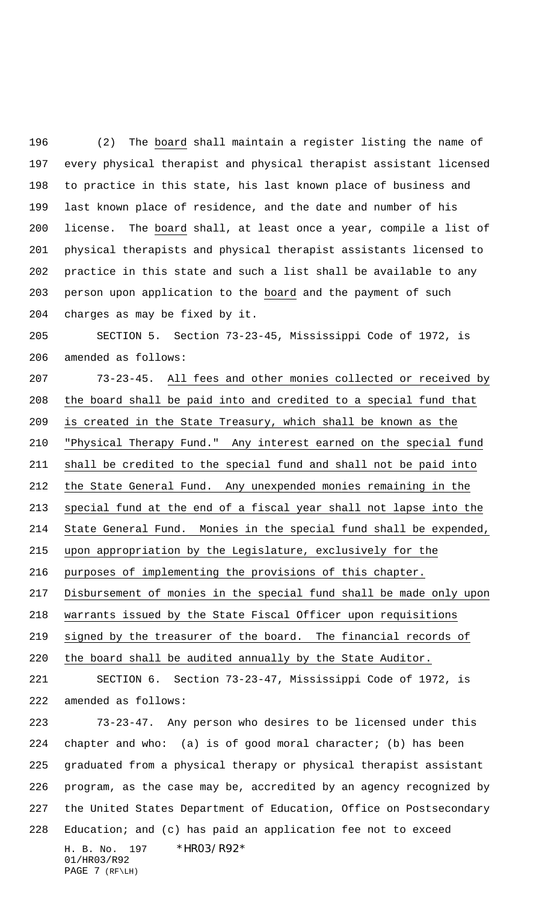(2) The board shall maintain a register listing the name of every physical therapist and physical therapist assistant licensed to practice in this state, his last known place of business and last known place of residence, and the date and number of his license. The board shall, at least once a year, compile a list of physical therapists and physical therapist assistants licensed to practice in this state and such a list shall be available to any person upon application to the board and the payment of such charges as may be fixed by it.

SECTION 5. Section 73-23-45, Mississippi Code of 1972, is amended as follows:

73-23-45. All fees and other monies collected or received by the board shall be paid into and credited to a special fund that is created in the State Treasury, which shall be known as the "Physical Therapy Fund." Any interest earned on the special fund shall be credited to the special fund and shall not be paid into the State General Fund. Any unexpended monies remaining in the special fund at the end of a fiscal year shall not lapse into the State General Fund. Monies in the special fund shall be expended, upon appropriation by the Legislature, exclusively for the purposes of implementing the provisions of this chapter. Disbursement of monies in the special fund shall be made only upon warrants issued by the State Fiscal Officer upon requisitions signed by the treasurer of the board. The financial records of the board shall be audited annually by the State Auditor.

SECTION 6. Section 73-23-47, Mississippi Code of 1972, is amended as follows:

73-23-47. Any person who desires to be licensed under this chapter and who: (a) is of good moral character; (b) has been graduated from a physical therapy or physical therapist assistant program, as the case may be, accredited by an agency recognized by the United States Department of Education, Office on Postsecondary Education; and (c) has paid an application fee not to exceed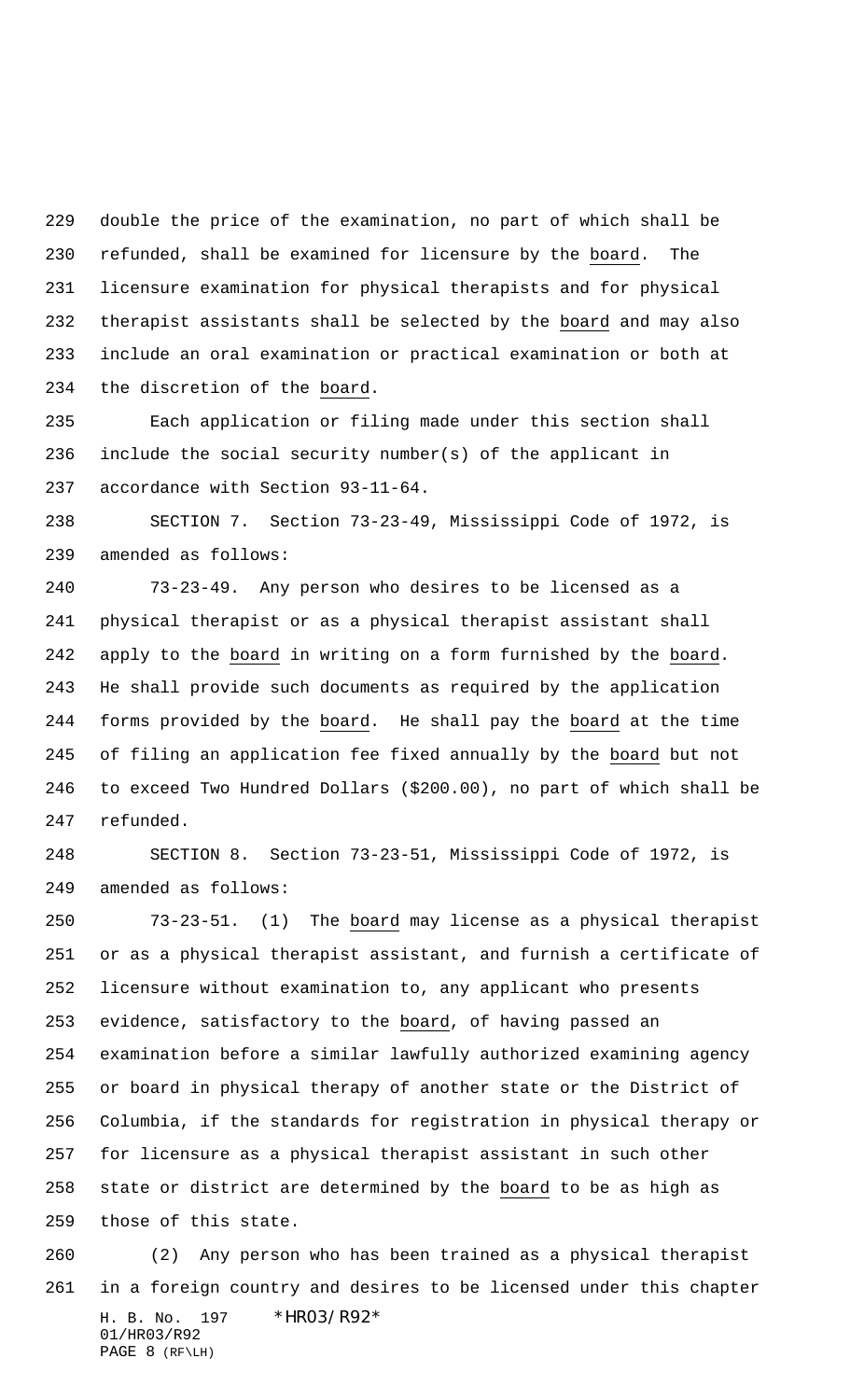double the price of the examination, no part of which shall be refunded, shall be examined for licensure by the board. The licensure examination for physical therapists and for physical therapist assistants shall be selected by the board and may also include an oral examination or practical examination or both at the discretion of the board.

Each application or filing made under this section shall include the social security number(s) of the applicant in accordance with Section 93-11-64.

SECTION 7. Section 73-23-49, Mississippi Code of 1972, is amended as follows:

73-23-49. Any person who desires to be licensed as a physical therapist or as a physical therapist assistant shall apply to the board in writing on a form furnished by the board. He shall provide such documents as required by the application forms provided by the board. He shall pay the board at the time of filing an application fee fixed annually by the board but not to exceed Two Hundred Dollars ($200.00), no part of which shall be refunded.

SECTION 8. Section 73-23-51, Mississippi Code of 1972, is amended as follows:

73-23-51. (1) The board may license as a physical therapist or as a physical therapist assistant, and furnish a certificate of licensure without examination to, any applicant who presents evidence, satisfactory to the board, of having passed an examination before a similar lawfully authorized examining agency or board in physical therapy of another state or the District of Columbia, if the standards for registration in physical therapy or for licensure as a physical therapist assistant in such other state or district are determined by the board to be as high as those of this state.

(2) Any person who has been trained as a physical therapist in a foreign country and desires to be licensed under this chapter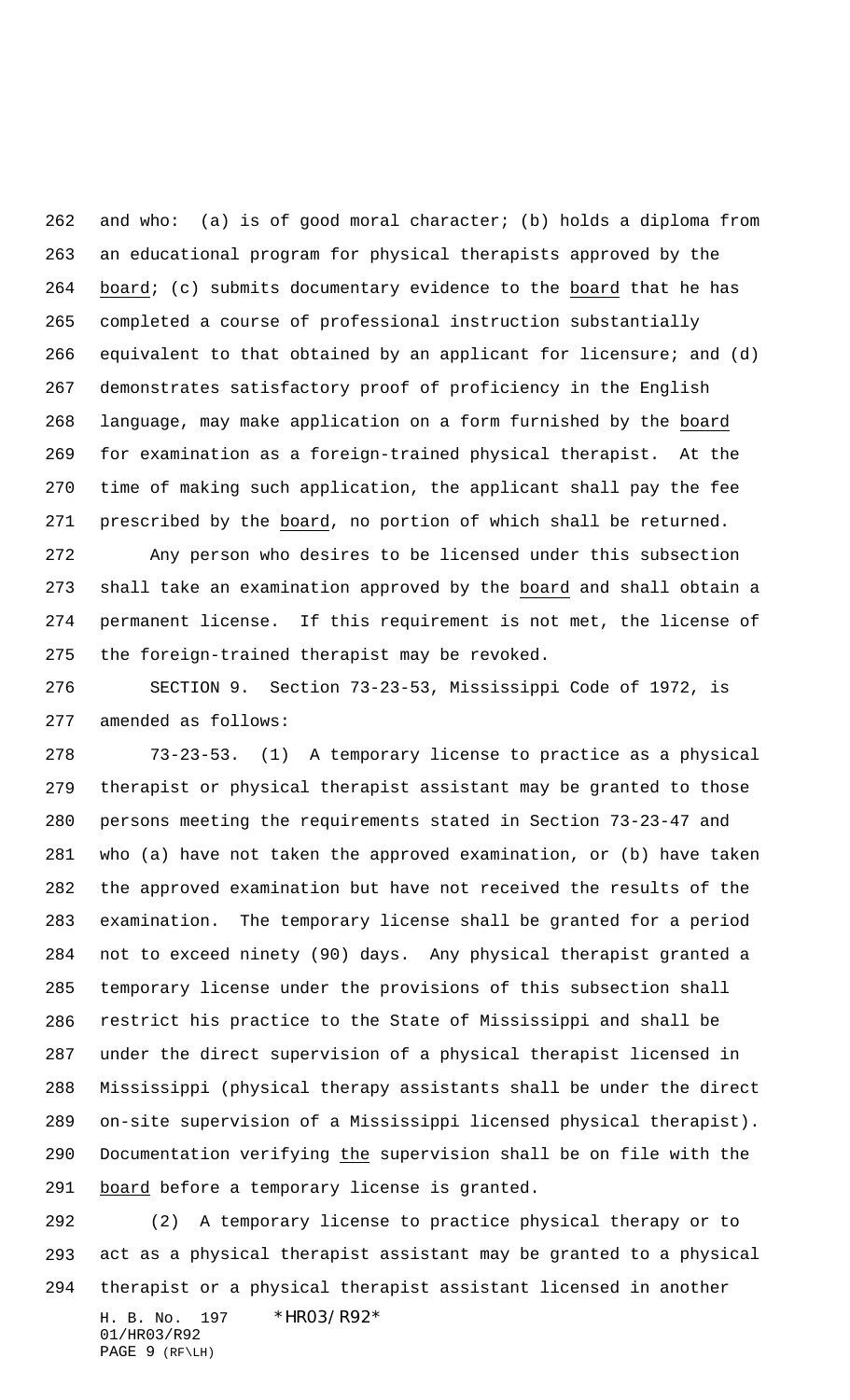and who: (a) is of good moral character; (b) holds a diploma from an educational program for physical therapists approved by the board; (c) submits documentary evidence to the board that he has completed a course of professional instruction substantially equivalent to that obtained by an applicant for licensure; and (d) demonstrates satisfactory proof of proficiency in the English language, may make application on a form furnished by the board for examination as a foreign-trained physical therapist. At the time of making such application, the applicant shall pay the fee prescribed by the board, no portion of which shall be returned.

Any person who desires to be licensed under this subsection shall take an examination approved by the board and shall obtain a permanent license. If this requirement is not met, the license of the foreign-trained therapist may be revoked.

SECTION 9. Section 73-23-53, Mississippi Code of 1972, is amended as follows:

73-23-53. (1) A temporary license to practice as a physical therapist or physical therapist assistant may be granted to those persons meeting the requirements stated in Section 73-23-47 and who (a) have not taken the approved examination, or (b) have taken the approved examination but have not received the results of the examination. The temporary license shall be granted for a period not to exceed ninety (90) days. Any physical therapist granted a temporary license under the provisions of this subsection shall restrict his practice to the State of Mississippi and shall be under the direct supervision of a physical therapist licensed in Mississippi (physical therapy assistants shall be under the direct on-site supervision of a Mississippi licensed physical therapist). Documentation verifying the supervision shall be on file with the board before a temporary license is granted.

(2) A temporary license to practice physical therapy or to act as a physical therapist assistant may be granted to a physical therapist or a physical therapist assistant licensed in another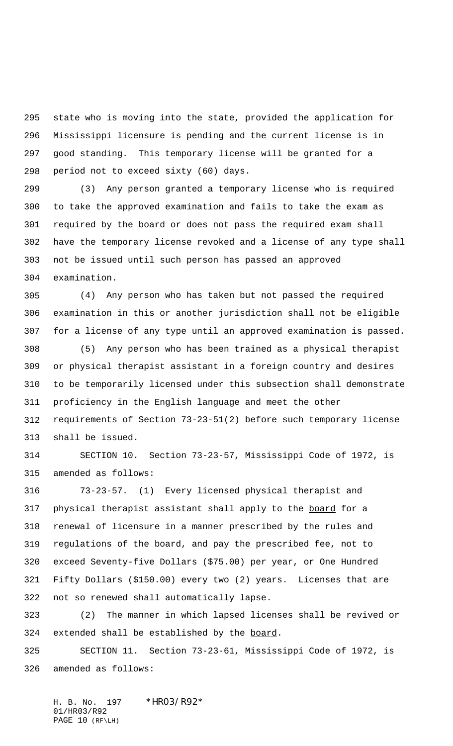state who is moving into the state, provided the application for Mississippi licensure is pending and the current license is in good standing. This temporary license will be granted for a period not to exceed sixty (60) days.

(3) Any person granted a temporary license who is required to take the approved examination and fails to take the exam as required by the board or does not pass the required exam shall have the temporary license revoked and a license of any type shall not be issued until such person has passed an approved examination.

(4) Any person who has taken but not passed the required examination in this or another jurisdiction shall not be eligible for a license of any type until an approved examination is passed.

(5) Any person who has been trained as a physical therapist or physical therapist assistant in a foreign country and desires to be temporarily licensed under this subsection shall demonstrate proficiency in the English language and meet the other requirements of Section 73-23-51(2) before such temporary license shall be issued.

SECTION 10. Section 73-23-57, Mississippi Code of 1972, is amended as follows:

73-23-57. (1) Every licensed physical therapist and physical therapist assistant shall apply to the <u>board</u> for a renewal of licensure in a manner prescribed by the rules and regulations of the board, and pay the prescribed fee, not to exceed Seventy-five Dollars ($75.00) per year, or One Hundred Fifty Dollars ($150.00) every two (2) years. Licenses that are not so renewed shall automatically lapse.

(2) The manner in which lapsed licenses shall be revived or extended shall be established by the <u>board</u>.

SECTION 11. Section 73-23-61, Mississippi Code of 1972, is amended as follows: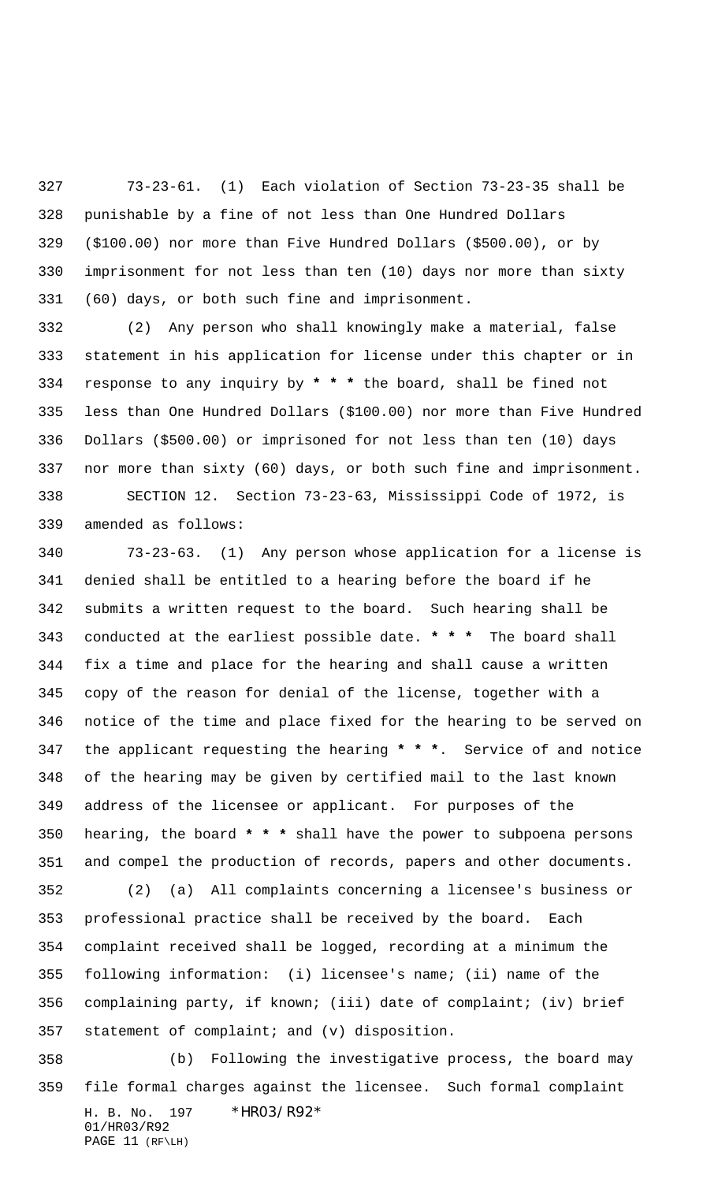73-23-61. (1) Each violation of Section 73-23-35 shall be punishable by a fine of not less than One Hundred Dollars ($100.00) nor more than Five Hundred Dollars ($500.00), or by imprisonment for not less than ten (10) days nor more than sixty (60) days, or both such fine and imprisonment.

(2) Any person who shall knowingly make a material, false statement in his application for license under this chapter or in response to any inquiry by * * * the board, shall be fined not less than One Hundred Dollars ($100.00) nor more than Five Hundred Dollars ($500.00) or imprisoned for not less than ten (10) days nor more than sixty (60) days, or both such fine and imprisonment.

SECTION 12. Section 73-23-63, Mississippi Code of 1972, is amended as follows:

73-23-63. (1) Any person whose application for a license is denied shall be entitled to a hearing before the board if he submits a written request to the board. Such hearing shall be conducted at the earliest possible date. * * * The board shall fix a time and place for the hearing and shall cause a written copy of the reason for denial of the license, together with a notice of the time and place fixed for the hearing to be served on the applicant requesting the hearing * * *. Service of and notice of the hearing may be given by certified mail to the last known address of the licensee or applicant. For purposes of the hearing, the board * * * shall have the power to subpoena persons and compel the production of records, papers and other documents.

(2) (a) All complaints concerning a licensee's business or professional practice shall be received by the board. Each complaint received shall be logged, recording at a minimum the following information: (i) licensee's name; (ii) name of the complaining party, if known; (iii) date of complaint; (iv) brief statement of complaint; and (v) disposition.

(b) Following the investigative process, the board may file formal charges against the licensee. Such formal complaint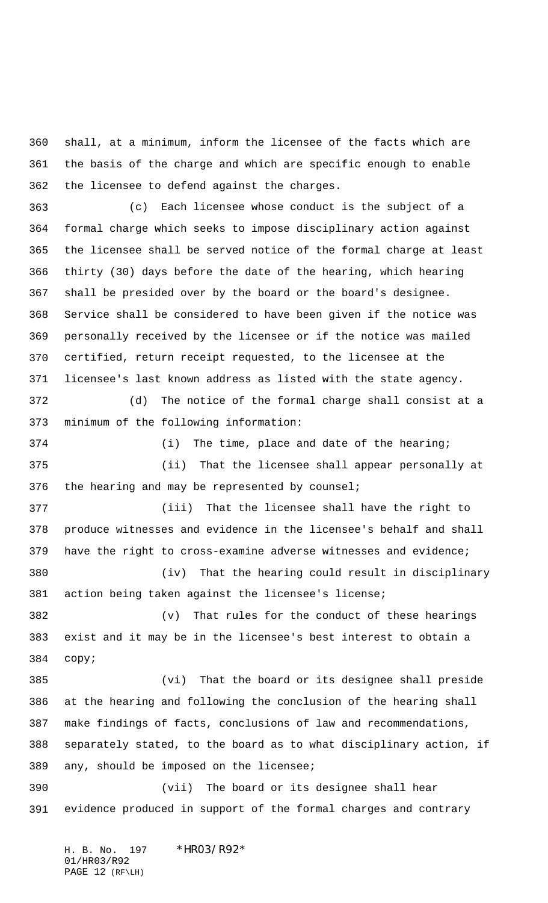shall, at a minimum, inform the licensee of the facts which are the basis of the charge and which are specific enough to enable the licensee to defend against the charges.

(c) Each licensee whose conduct is the subject of a formal charge which seeks to impose disciplinary action against the licensee shall be served notice of the formal charge at least thirty (30) days before the date of the hearing, which hearing shall be presided over by the board or the board's designee. Service shall be considered to have been given if the notice was personally received by the licensee or if the notice was mailed certified, return receipt requested, to the licensee at the licensee's last known address as listed with the state agency.

(d) The notice of the formal charge shall consist at a minimum of the following information:

(i) The time, place and date of the hearing;

(ii) That the licensee shall appear personally at the hearing and may be represented by counsel;

(iii) That the licensee shall have the right to produce witnesses and evidence in the licensee's behalf and shall have the right to cross-examine adverse witnesses and evidence;

(iv) That the hearing could result in disciplinary action being taken against the licensee's license;

(v) That rules for the conduct of these hearings exist and it may be in the licensee's best interest to obtain a copy;

(vi) That the board or its designee shall preside at the hearing and following the conclusion of the hearing shall make findings of facts, conclusions of law and recommendations, separately stated, to the board as to what disciplinary action, if any, should be imposed on the licensee;

(vii) The board or its designee shall hear evidence produced in support of the formal charges and contrary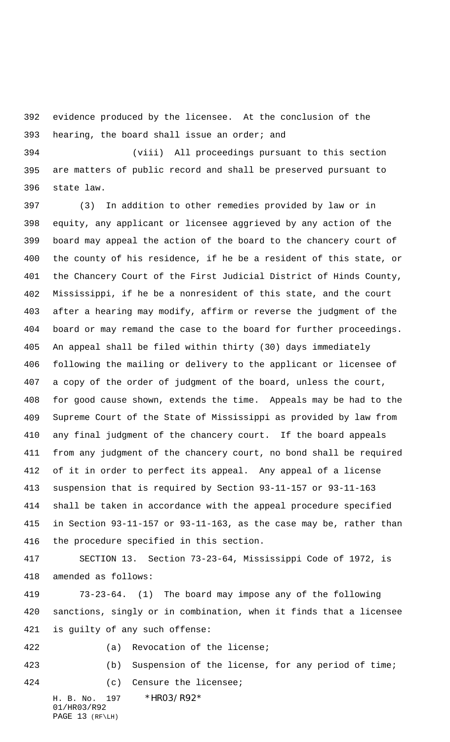evidence produced by the licensee. At the conclusion of the hearing, the board shall issue an order; and

(viii) All proceedings pursuant to this section are matters of public record and shall be preserved pursuant to state law.

(3) In addition to other remedies provided by law or in equity, any applicant or licensee aggrieved by any action of the board may appeal the action of the board to the chancery court of the county of his residence, if he be a resident of this state, or the Chancery Court of the First Judicial District of Hinds County, Mississippi, if he be a nonresident of this state, and the court after a hearing may modify, affirm or reverse the judgment of the board or may remand the case to the board for further proceedings. An appeal shall be filed within thirty (30) days immediately following the mailing or delivery to the applicant or licensee of a copy of the order of judgment of the board, unless the court, for good cause shown, extends the time. Appeals may be had to the Supreme Court of the State of Mississippi as provided by law from any final judgment of the chancery court. If the board appeals from any judgment of the chancery court, no bond shall be required of it in order to perfect its appeal. Any appeal of a license suspension that is required by Section 93-11-157 or 93-11-163 shall be taken in accordance with the appeal procedure specified in Section 93-11-157 or 93-11-163, as the case may be, rather than the procedure specified in this section.

SECTION 13. Section 73-23-64, Mississippi Code of 1972, is amended as follows:

73-23-64. (1) The board may impose any of the following sanctions, singly or in combination, when it finds that a licensee is guilty of any such offense:

(a) Revocation of the license;

(b) Suspension of the license, for any period of time;

(c) Censure the licensee;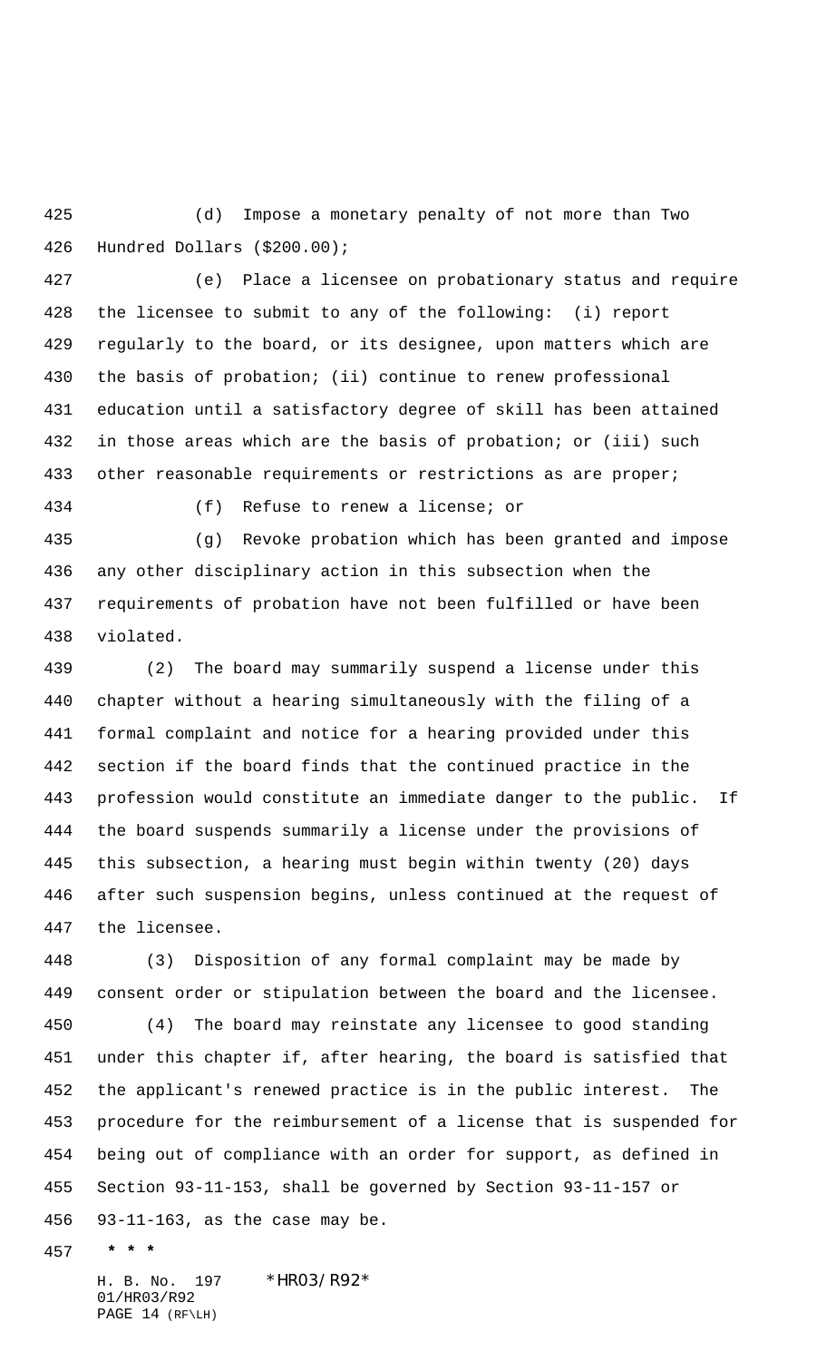(d) Impose a monetary penalty of not more than Two Hundred Dollars ($200.00);

(e) Place a licensee on probationary status and require the licensee to submit to any of the following: (i) report regularly to the board, or its designee, upon matters which are the basis of probation; (ii) continue to renew professional education until a satisfactory degree of skill has been attained in those areas which are the basis of probation; or (iii) such other reasonable requirements or restrictions as are proper;

(f) Refuse to renew a license; or

(g) Revoke probation which has been granted and impose any other disciplinary action in this subsection when the requirements of probation have not been fulfilled or have been violated.

(2) The board may summarily suspend a license under this chapter without a hearing simultaneously with the filing of a formal complaint and notice for a hearing provided under this section if the board finds that the continued practice in the profession would constitute an immediate danger to the public. If the board suspends summarily a license under the provisions of this subsection, a hearing must begin within twenty (20) days after such suspension begins, unless continued at the request of the licensee.

(3) Disposition of any formal complaint may be made by consent order or stipulation between the board and the licensee.

(4) The board may reinstate any licensee to good standing under this chapter if, after hearing, the board is satisfied that the applicant's renewed practice is in the public interest. The procedure for the reimbursement of a license that is suspended for being out of compliance with an order for support, as defined in Section 93-11-153, shall be governed by Section 93-11-157 or 93-11-163, as the case may be.

* * *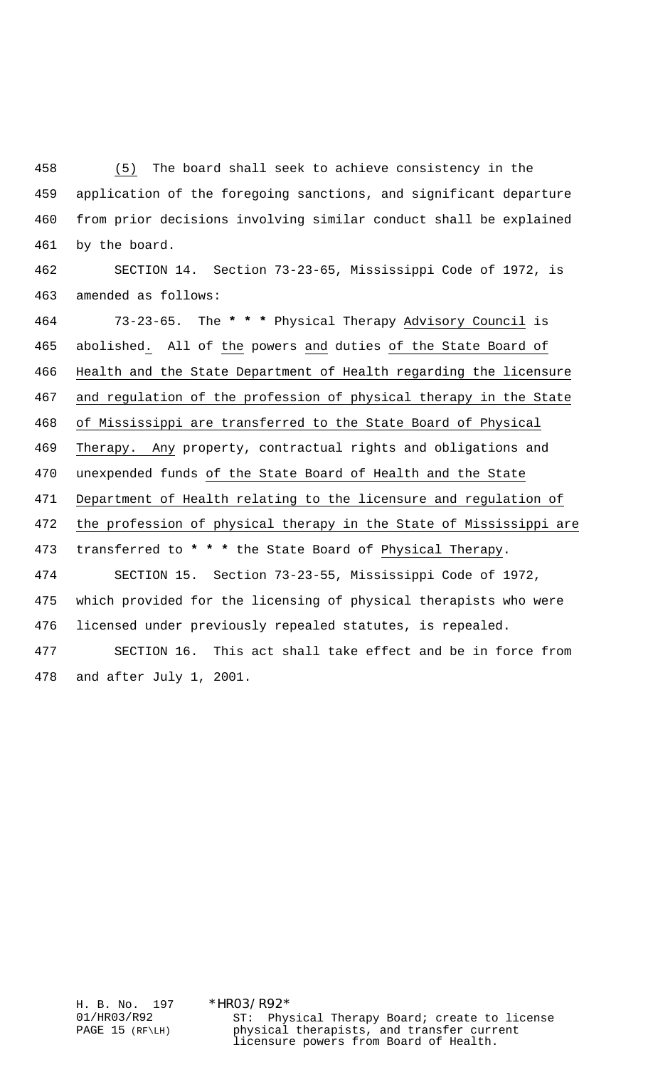(5) The board shall seek to achieve consistency in the application of the foregoing sanctions, and significant departure from prior decisions involving similar conduct shall be explained by the board.

SECTION 14. Section 73-23-65, Mississippi Code of 1972, is amended as follows:

73-23-65. The * * * Physical Therapy Advisory Council is abolished. All of the powers and duties of the State Board of Health and the State Department of Health regarding the licensure and regulation of the profession of physical therapy in the State of Mississippi are transferred to the State Board of Physical Therapy. Any property, contractual rights and obligations and unexpended funds of the State Board of Health and the State Department of Health relating to the licensure and regulation of the profession of physical therapy in the State of Mississippi are transferred to * * * the State Board of Physical Therapy.

SECTION 15. Section 73-23-55, Mississippi Code of 1972, which provided for the licensing of physical therapists who were licensed under previously repealed statutes, is repealed.

SECTION 16. This act shall take effect and be in force from and after July 1, 2001.

ST: Physical Therapy Board; create to license physical therapists, and transfer current licensure powers from Board of Health.